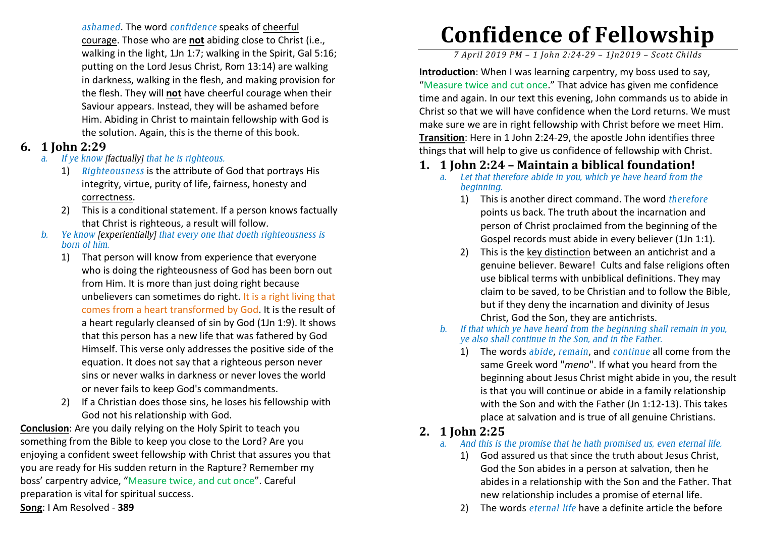# Confidence of Fellowship

*7 April 2019 PM – 1 John 2:24-29 – 1Jn2019 – Scott Childs*

**Introduction**: When I was learning carpentry, my boss used to say, "Measure twice and cut once." That advice has given me confidence time and again. In our text this evening, John commands us to abide in Christ so that we will have confidence when the Lord returns. We must make sure we are in right fellowship with Christ before we meet Him.

**Transition**: Here in 1 John 2:24-29, the apostle John identifies three things that will help to give us confidence of fellowship with Christ.

## 1. 1 John 2:24 – Maintain a biblical foundation!

*a. Let that therefore abide in you, which ye have heard from the beginning.*

1) This is another direct command. The word *therefore* points us back. The truth about the incarnation and person of Christ proclaimed from the beginning of the Gospel records must abide in every believer (1Jn 1:1).

2) This is the key distinction between an antichrist and a genuine believer. Beware! Cults and false religions often use biblical terms with unbiblical definitions. They may claim to be saved, to be Christian and to follow the Bible, but if they deny the incarnation and divinity of Jesus Christ, God the Son, they are antichrists.

*b. If that which ye have heard from the beginning shall remain in you, ye also shall continue in the Son, and in the Father.*

1) The words *abide*, *remain*, and *continue* all come from the same Greek word "*meno*". If what you heard from the beginning about Jesus Christ might abide in you, the result is that you will continue or abide in a family relationship with the Son and with the Father (Jn 1:12-13). This takes place at salvation and is true of all genuine Christians.

## 2. 1 John 2:25

*a. And this is the promise that he hath promised us, even eternal life.*

1) God assured us that since the truth about Jesus Christ, God the Son abides in a person at salvation, then he abides in a relationship with the Son and the Father. That new relationship includes a promise of eternal life.

2) The words *eternal life* have a definite article the before

*ashamed*. The word *confidence* speaks of cheerful courage. Those who are **not** abiding close to Christ (i.e., walking in the light, 1Jn 1:7; walking in the Spirit, Gal 5:16; putting on the Lord Jesus Christ, Rom 13:14) are walking in darkness, walking in the flesh, and making provision for the flesh. They will **not** have cheerful courage when their Saviour appears. Instead, they will be ashamed before Him. Abiding in Christ to maintain fellowship with God is the solution. Again, this is the theme of this book.

## 6. 1 John 2:29

*a. If ye know [factually] that he is righteous.*

1) *Righteousness* is the attribute of God that portrays His integrity, virtue, purity of life, fairness, honesty and correctness.

2) This is a conditional statement. If a person knows factually that Christ is righteous, a result will follow.

*b. Ye know [experientially] that every one that doeth righteousness is born of him.*

1) That person will know from experience that everyone who is doing the righteousness of God has been born out from Him. It is more than just doing right because unbelievers can sometimes do right. It is a right living that comes from a heart transformed by God. It is the result of a heart regularly cleansed of sin by God (1Jn 1:9). It shows that this person has a new life that was fathered by God Himself. This verse only addresses the positive side of the equation. It does not say that a righteous person never sins or never walks in darkness or never loves the world or never fails to keep God's commandments.

2) If a Christian does those sins, he loses his fellowship with God not his relationship with God.

**Conclusion**: Are you daily relying on the Holy Spirit to teach you something from the Bible to keep you close to the Lord? Are you enjoying a confident sweet fellowship with Christ that assures you that you are ready for His sudden return in the Rapture? Remember my boss' carpentry advice, "Measure twice, and cut once". Careful preparation is vital for spiritual success.

**Song**: I Am Resolved - **389**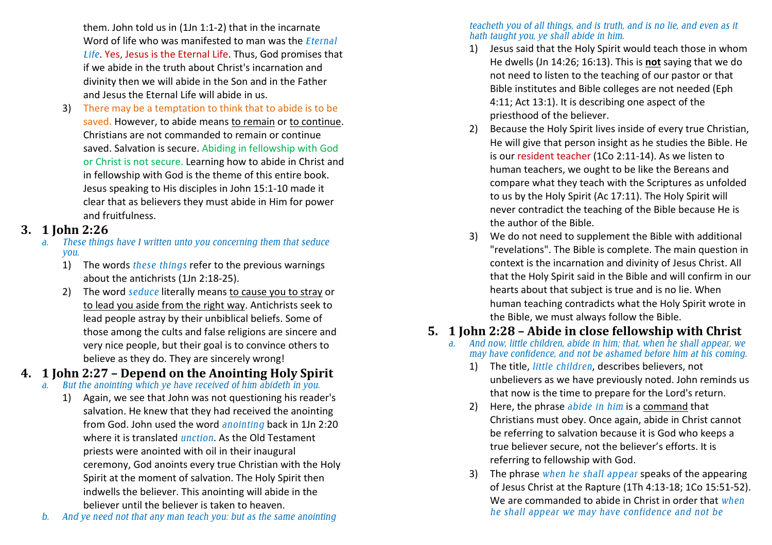them. John told us in (1Jn 1:1-2) that in the incarnate Word of life who was manifested to man was the *Eternal Life*. Yes, Jesus is the Eternal Life. Thus, God promises that if we abide in the truth about Christ's incarnation and divinity then we will abide in the Son and in the Father and Jesus the Eternal Life will abide in us.

3) There may be a temptation to think that to abide is to be saved. However, to abide means to remain or to continue. Christians are not commanded to remain or continue saved. Salvation is secure. Abiding in fellowship with God or Christ is not secure. Learning how to abide in Christ and in fellowship with God is the theme of this entire book. Jesus speaking to His disciples in John 15:1-10 made it clear that as believers they must abide in Him for power and fruitfulness.

## 3. 1 John 2:26

a. *These things have I written unto you concerning them that seduce you.*

1) The words *these things* refer to the previous warnings about the antichrists (1Jn 2:18-25).
2) The word *seduce* literally means to cause you to stray or to lead you aside from the right way. Antichrists seek to lead people astray by their unbiblical beliefs. Some of those among the cults and false religions are sincere and very nice people, but their goal is to convince others to believe as they do. They are sincerely wrong!

## 4. 1 John 2:27 – Depend on the Anointing Holy Spirit

a. *But the anointing which ye have received of him abideth in you.*

1) Again, we see that John was not questioning his reader's salvation. He knew that they had received the anointing from God. John used the word *anointing* back in 1Jn 2:20 where it is translated *unction*. As the Old Testament priests were anointed with oil in their inaugural ceremony, God anoints every true Christian with the Holy Spirit at the moment of salvation. The Holy Spirit then indwells the believer. This anointing will abide in the believer until the believer is taken to heaven.

b. *And ye need not that any man teach you: but as the same anointing teacheth you of all things, and is truth, and is no lie, and even as it hath taught you, ye shall abide in him.*

1) Jesus said that the Holy Spirit would teach those in whom He dwells (Jn 14:26; 16:13). This is **not** saying that we do not need to listen to the teaching of our pastor or that Bible institutes and Bible colleges are not needed (Eph 4:11; Act 13:1). It is describing one aspect of the priesthood of the believer.
2) Because the Holy Spirit lives inside of every true Christian, He will give that person insight as he studies the Bible. He is our resident teacher (1Co 2:11-14). As we listen to human teachers, we ought to be like the Bereans and compare what they teach with the Scriptures as unfolded to us by the Holy Spirit (Ac 17:11). The Holy Spirit will never contradict the teaching of the Bible because He is the author of the Bible.
3) We do not need to supplement the Bible with additional "revelations". The Bible is complete. The main question in context is the incarnation and divinity of Jesus Christ. All that the Holy Spirit said in the Bible and will confirm in our hearts about that subject is true and is no lie. When human teaching contradicts what the Holy Spirit wrote in the Bible, we must always follow the Bible.

## 5. 1 John 2:28 – Abide in close fellowship with Christ

a. *And now, little children, abide in him; that, when he shall appear, we may have confidence, and not be ashamed before him at his coming.*

1) The title, *little children*, describes believers, not unbelievers as we have previously noted. John reminds us that now is the time to prepare for the Lord's return.
2) Here, the phrase *abide in him* is a command that Christians must obey. Once again, abide in Christ cannot be referring to salvation because it is God who keeps a true believer secure, not the believer's efforts. It is referring to fellowship with God.
3) The phrase *when he shall appear* speaks of the appearing of Jesus Christ at the Rapture (1Th 4:13-18; 1Co 15:51-52). We are commanded to abide in Christ in order that *when he shall appear we may have confidence and not be*